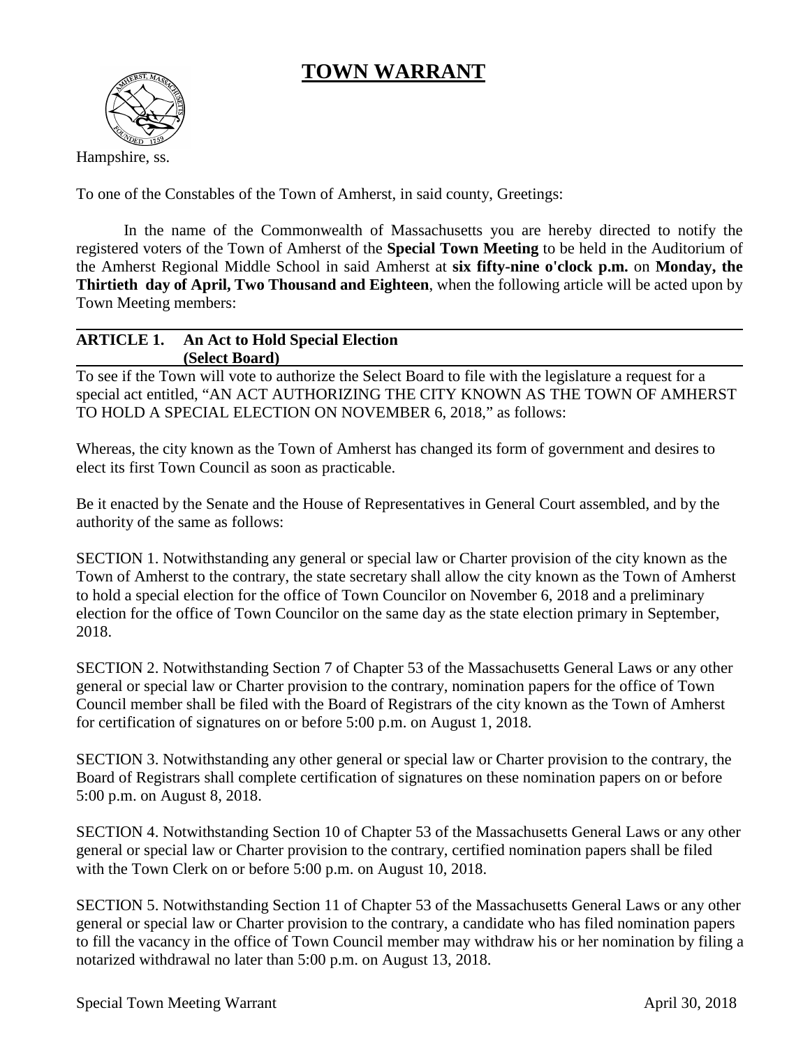# TOWN WARRANT

Hampshire, ss.

To one of the Constables of the Town of Amherst, in said county, Greetings:

In the name of the Commonwealth of Massachusetts you are hereby directed to notify the registered voters of the Town of Amherst of the **Special Town Meeting** to be held in the Auditorium of the Amherst Regional Middle School in said Amherst at **six fifty-nine o'clock p.m.** on **Monday, the Thirtieth day of April, Two Thousand and Eighteen**, when the following article will be acted upon by Town Meeting members:

---

**ARTICLE 1. An Act to Hold Special Election**
**(Select Board)**

---

To see if the Town will vote to authorize the Select Board to file with the legislature a request for a special act entitled, "AN ACT AUTHORIZING THE CITY KNOWN AS THE TOWN OF AMHERST TO HOLD A SPECIAL ELECTION ON NOVEMBER 6, 2018," as follows:

Whereas, the city known as the Town of Amherst has changed its form of government and desires to elect its first Town Council as soon as practicable.

Be it enacted by the Senate and the House of Representatives in General Court assembled, and by the authority of the same as follows:

SECTION 1. Notwithstanding any general or special law or Charter provision of the city known as the Town of Amherst to the contrary, the state secretary shall allow the city known as the Town of Amherst to hold a special election for the office of Town Councilor on November 6, 2018 and a preliminary election for the office of Town Councilor on the same day as the state election primary in September, 2018.

SECTION 2. Notwithstanding Section 7 of Chapter 53 of the Massachusetts General Laws or any other general or special law or Charter provision to the contrary, nomination papers for the office of Town Council member shall be filed with the Board of Registrars of the city known as the Town of Amherst for certification of signatures on or before 5:00 p.m. on August 1, 2018.

SECTION 3. Notwithstanding any other general or special law or Charter provision to the contrary, the Board of Registrars shall complete certification of signatures on these nomination papers on or before 5:00 p.m. on August 8, 2018.

SECTION 4. Notwithstanding Section 10 of Chapter 53 of the Massachusetts General Laws or any other general or special law or Charter provision to the contrary, certified nomination papers shall be filed with the Town Clerk on or before 5:00 p.m. on August 10, 2018.

SECTION 5. Notwithstanding Section 11 of Chapter 53 of the Massachusetts General Laws or any other general or special law or Charter provision to the contrary, a candidate who has filed nomination papers to fill the vacancy in the office of Town Council member may withdraw his or her nomination by filing a notarized withdrawal no later than 5:00 p.m. on August 13, 2018.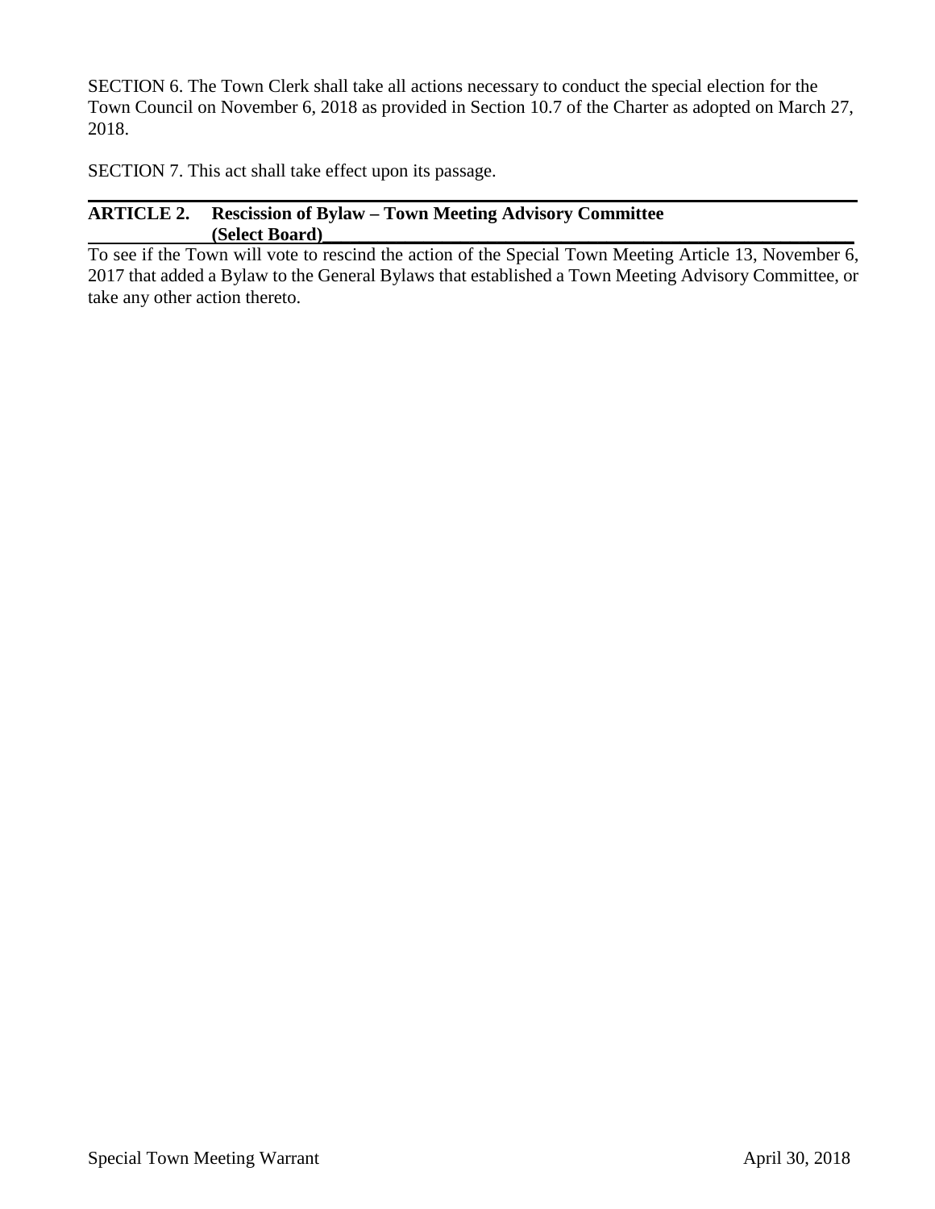SECTION 6. The Town Clerk shall take all actions necessary to conduct the special election for the Town Council on November 6, 2018 as provided in Section 10.7 of the Charter as adopted on March 27, 2018.

SECTION 7. This act shall take effect upon its passage.

## ARTICLE 2. Rescission of Bylaw – Town Meeting Advisory Committee (Select Board)

To see if the Town will vote to rescind the action of the Special Town Meeting Article 13, November 6, 2017 that added a Bylaw to the General Bylaws that established a Town Meeting Advisory Committee, or take any other action thereto.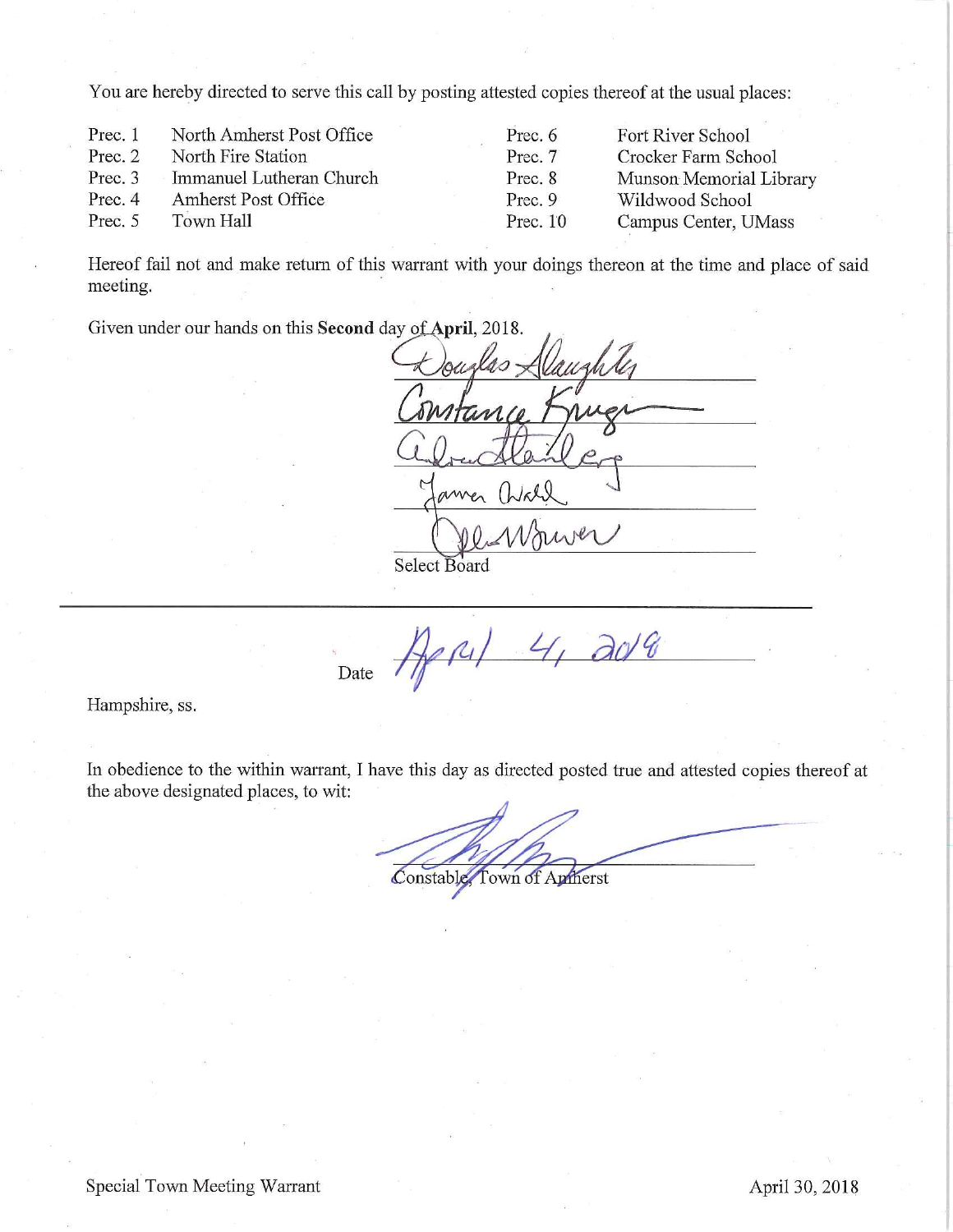You are hereby directed to serve this call by posting attested copies thereof at the usual places:

| | | | |
|---|---|---|---|
| Prec. 1 | North Amherst Post Office | Prec. 6 | Fort River School |
| Prec. 2 | North Fire Station | Prec. 7 | Crocker Farm School |
| Prec. 3 | Immanuel Lutheran Church | Prec. 8 | Munson Memorial Library |
| Prec. 4 | Amherst Post Office | Prec. 9 | Wildwood School |
| Prec. 5 | Town Hall | Prec. 10 | Campus Center, UMass |

Hereof fail not and make return of this warrant with your doings thereon at the time and place of said meeting.

Given under our hands on this **Second** day of **April**, 2018.

Douglas Slaughter

Constance Kruger

Andrew Steinberg

James Wald

Alisa Brewer

Select Board

Date April 4, 2018

Hampshire, ss.

In obedience to the within warrant, I have this day as directed posted true and attested copies thereof at the above designated places, to wit:

Constable, Town of Amherst

Special Town Meeting Warrant — April 30, 2018